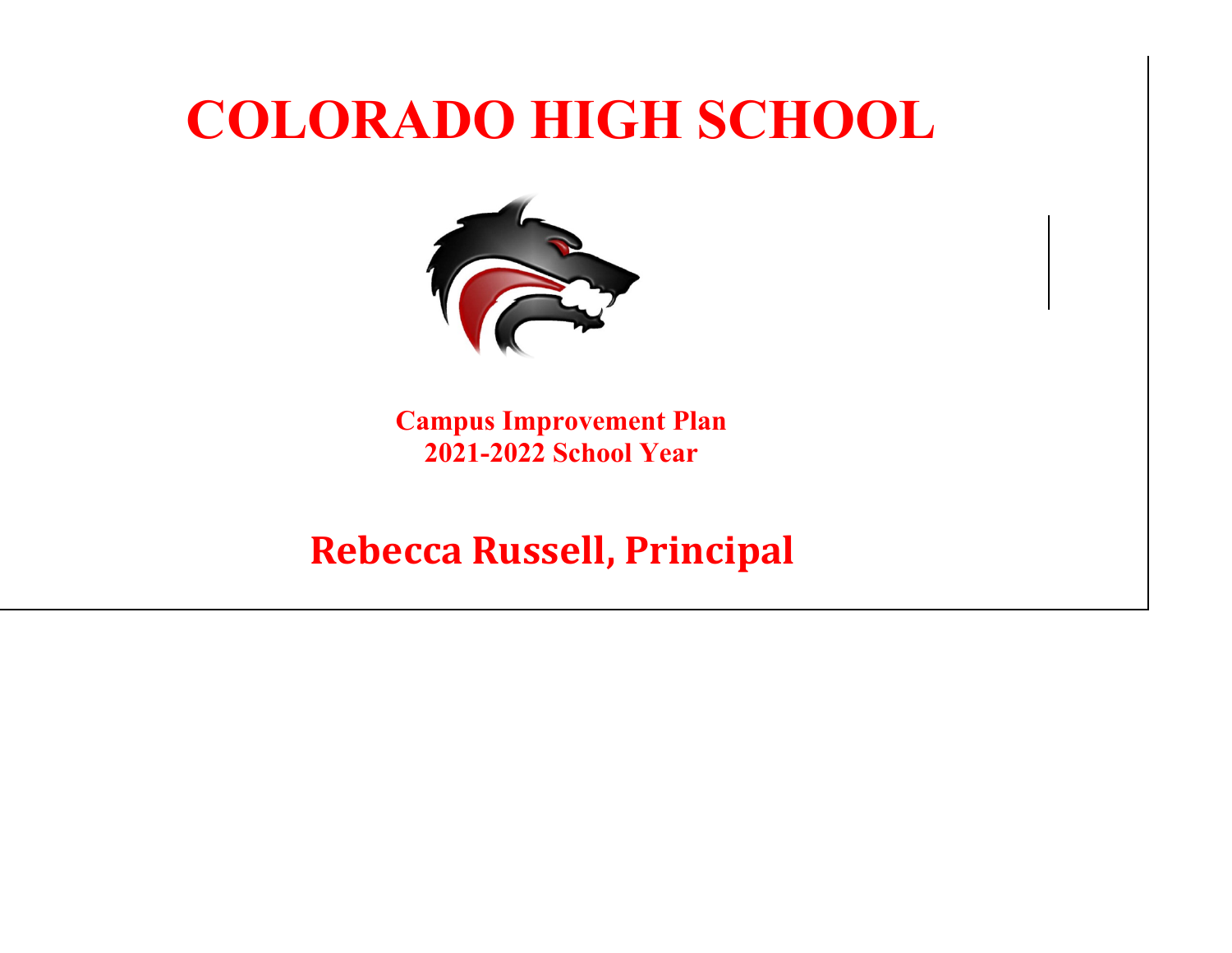# COLORADO HIGH SCHOOL

**Campus Improvement Plan**
**2021-2022 School Year**

## Rebecca Russell, Principal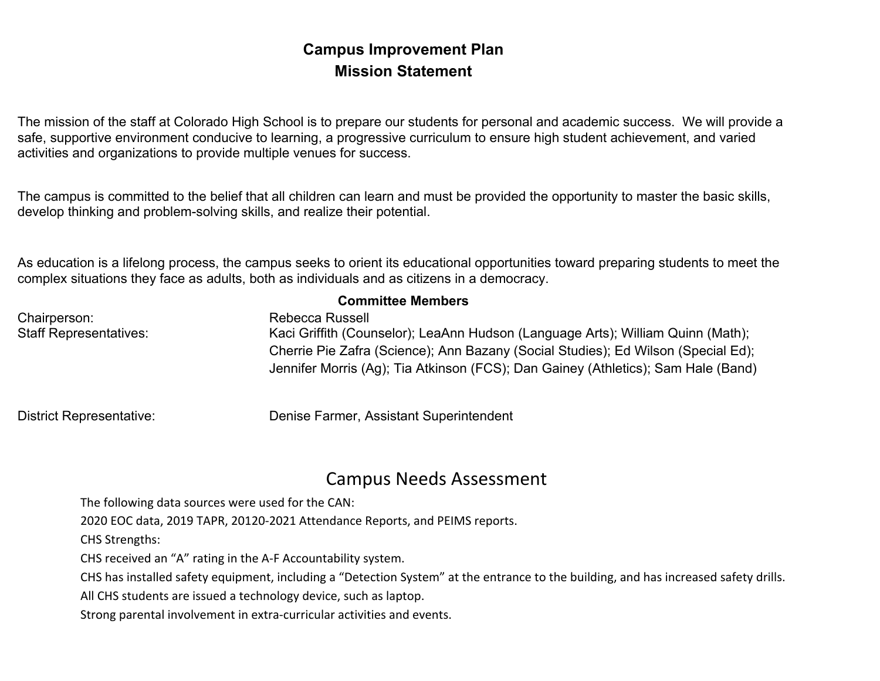## Campus Improvement Plan

## Mission Statement

The mission of the staff at Colorado High School is to prepare our students for personal and academic success. We will provide a safe, supportive environment conducive to learning, a progressive curriculum to ensure high student achievement, and varied activities and organizations to provide multiple venues for success.

The campus is committed to the belief that all children can learn and must be provided the opportunity to master the basic skills, develop thinking and problem-solving skills, and realize their potential.

As education is a lifelong process, the campus seeks to orient its educational opportunities toward preparing students to meet the complex situations they face as adults, both as individuals and as citizens in a democracy.

### Committee Members

| | |
|---|---|
| Chairperson: | Rebecca Russell |
| Staff Representatives: | Kaci Griffith (Counselor); LeaAnn Hudson (Language Arts); William Quinn (Math); Cherrie Pie Zafra (Science); Ann Bazany (Social Studies); Ed Wilson (Special Ed); Jennifer Morris (Ag); Tia Atkinson (FCS); Dan Gainey (Athletics); Sam Hale (Band) |
| District Representative: | Denise Farmer, Assistant Superintendent |

## Campus Needs Assessment

The following data sources were used for the CAN:

2020 EOC data, 2019 TAPR, 20120-2021 Attendance Reports, and PEIMS reports.

CHS Strengths:

CHS received an “A” rating in the A-F Accountability system.

CHS has installed safety equipment, including a “Detection System” at the entrance to the building, and has increased safety drills.

All CHS students are issued a technology device, such as laptop.

Strong parental involvement in extra-curricular activities and events.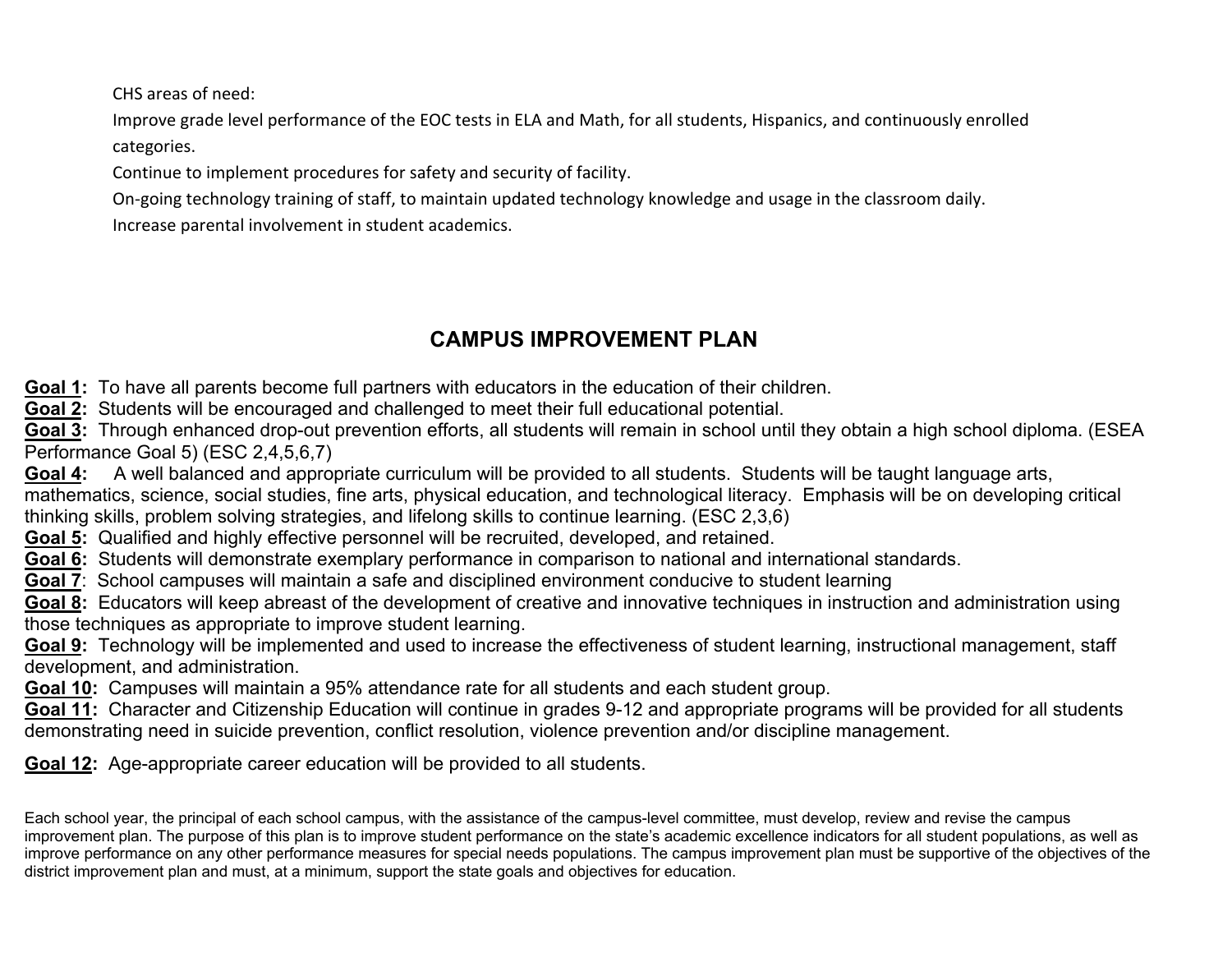CHS areas of need:

Improve grade level performance of the EOC tests in ELA and Math, for all students, Hispanics, and continuously enrolled categories.

Continue to implement procedures for safety and security of facility.

On-going technology training of staff, to maintain updated technology knowledge and usage in the classroom daily.

Increase parental involvement in student academics.

## CAMPUS IMPROVEMENT PLAN

**Goal 1:** To have all parents become full partners with educators in the education of their children.
**Goal 2:** Students will be encouraged and challenged to meet their full educational potential.
**Goal 3:** Through enhanced drop-out prevention efforts, all students will remain in school until they obtain a high school diploma. (ESEA Performance Goal 5) (ESC 2,4,5,6,7)
**Goal 4:** A well balanced and appropriate curriculum will be provided to all students. Students will be taught language arts, mathematics, science, social studies, fine arts, physical education, and technological literacy. Emphasis will be on developing critical thinking skills, problem solving strategies, and lifelong skills to continue learning. (ESC 2,3,6)
**Goal 5:** Qualified and highly effective personnel will be recruited, developed, and retained.
**Goal 6:** Students will demonstrate exemplary performance in comparison to national and international standards.
**Goal 7**: School campuses will maintain a safe and disciplined environment conducive to student learning
**Goal 8:** Educators will keep abreast of the development of creative and innovative techniques in instruction and administration using those techniques as appropriate to improve student learning.
**Goal 9:** Technology will be implemented and used to increase the effectiveness of student learning, instructional management, staff development, and administration.
**Goal 10:** Campuses will maintain a 95% attendance rate for all students and each student group.
**Goal 11:** Character and Citizenship Education will continue in grades 9-12 and appropriate programs will be provided for all students demonstrating need in suicide prevention, conflict resolution, violence prevention and/or discipline management.

**Goal 12:** Age-appropriate career education will be provided to all students.

Each school year, the principal of each school campus, with the assistance of the campus-level committee, must develop, review and revise the campus improvement plan. The purpose of this plan is to improve student performance on the state's academic excellence indicators for all student populations, as well as improve performance on any other performance measures for special needs populations. The campus improvement plan must be supportive of the objectives of the district improvement plan and must, at a minimum, support the state goals and objectives for education.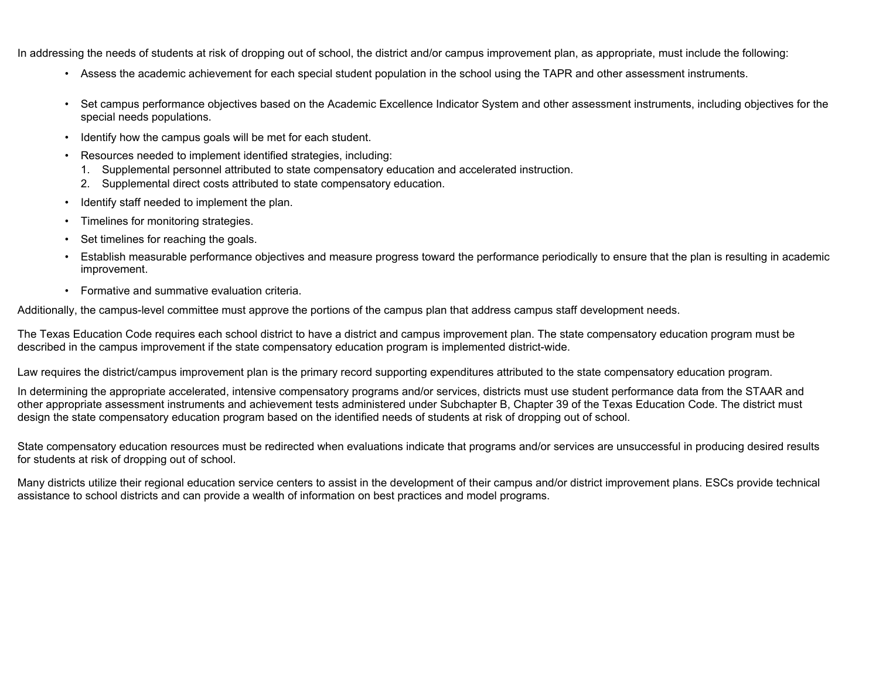In addressing the needs of students at risk of dropping out of school, the district and/or campus improvement plan, as appropriate, must include the following:

- Assess the academic achievement for each special student population in the school using the TAPR and other assessment instruments.
- Set campus performance objectives based on the Academic Excellence Indicator System and other assessment instruments, including objectives for the special needs populations.
- Identify how the campus goals will be met for each student.
- Resources needed to implement identified strategies, including:
  1. Supplemental personnel attributed to state compensatory education and accelerated instruction.
  2. Supplemental direct costs attributed to state compensatory education.
- Identify staff needed to implement the plan.
- Timelines for monitoring strategies.
- Set timelines for reaching the goals.
- Establish measurable performance objectives and measure progress toward the performance periodically to ensure that the plan is resulting in academic improvement.
- Formative and summative evaluation criteria.

Additionally, the campus-level committee must approve the portions of the campus plan that address campus staff development needs.

The Texas Education Code requires each school district to have a district and campus improvement plan. The state compensatory education program must be described in the campus improvement if the state compensatory education program is implemented district-wide.

Law requires the district/campus improvement plan is the primary record supporting expenditures attributed to the state compensatory education program.

In determining the appropriate accelerated, intensive compensatory programs and/or services, districts must use student performance data from the STAAR and other appropriate assessment instruments and achievement tests administered under Subchapter B, Chapter 39 of the Texas Education Code. The district must design the state compensatory education program based on the identified needs of students at risk of dropping out of school.

State compensatory education resources must be redirected when evaluations indicate that programs and/or services are unsuccessful in producing desired results for students at risk of dropping out of school.

Many districts utilize their regional education service centers to assist in the development of their campus and/or district improvement plans. ESCs provide technical assistance to school districts and can provide a wealth of information on best practices and model programs.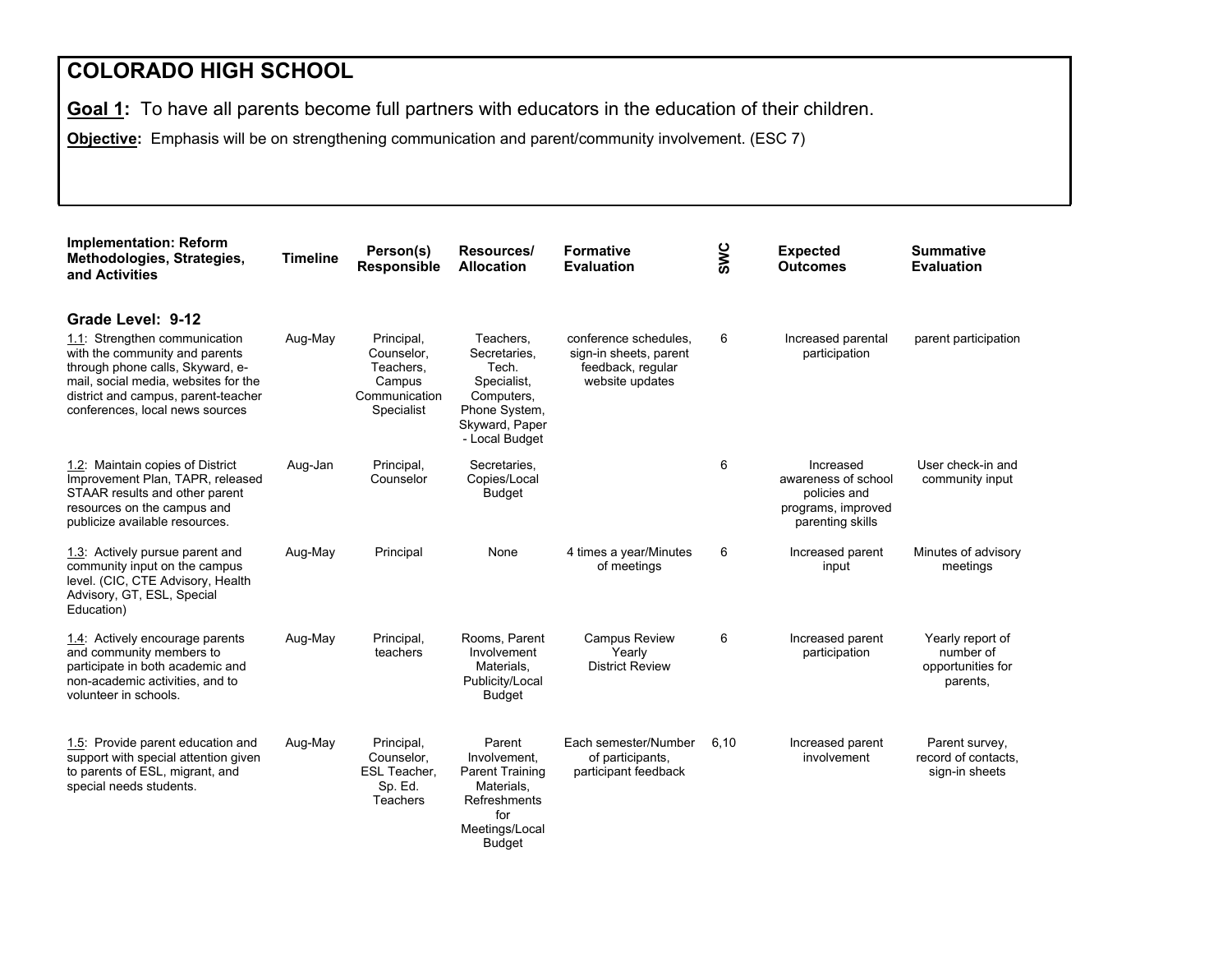# COLORADO HIGH SCHOOL

**Goal 1:** To have all parents become full partners with educators in the education of their children.

**Objective:** Emphasis will be on strengthening communication and parent/community involvement. (ESC 7)

| Implementation: Reform Methodologies, Strategies, and Activities | Timeline | Person(s) Responsible | Resources/ Allocation | Formative Evaluation | SWC | Expected Outcomes | Summative Evaluation |
|---|---|---|---|---|---|---|---|
| **Grade Level: 9-12** | | | | | | | |
| 1.1: Strengthen communication with the community and parents through phone calls, Skyward, e-mail, social media, websites for the district and campus, parent-teacher conferences, local news sources | Aug-May | Principal, Counselor, Teachers, Campus Communication Specialist | Teachers, Secretaries, Tech. Specialist, Computers, Phone System, Skyward, Paper - Local Budget | conference schedules, sign-in sheets, parent feedback, regular website updates | 6 | Increased parental participation | parent participation |
| 1.2: Maintain copies of District Improvement Plan, TAPR, released STAAR results and other parent resources on the campus and publicize available resources. | Aug-Jan | Principal, Counselor | Secretaries, Copies/Local Budget | | 6 | Increased awareness of school policies and programs, improved parenting skills | User check-in and community input |
| 1.3: Actively pursue parent and community input on the campus level. (CIC, CTE Advisory, Health Advisory, GT, ESL, Special Education) | Aug-May | Principal | None | 4 times a year/Minutes of meetings | 6 | Increased parent input | Minutes of advisory meetings |
| 1.4: Actively encourage parents and community members to participate in both academic and non-academic activities, and to volunteer in schools. | Aug-May | Principal, teachers | Rooms, Parent Involvement Materials, Publicity/Local Budget | Campus Review Yearly District Review | 6 | Increased parent participation | Yearly report of number of opportunities for parents, |
| 1.5: Provide parent education and support with special attention given to parents of ESL, migrant, and special needs students. | Aug-May | Principal, Counselor, ESL Teacher, Sp. Ed. Teachers | Parent Involvement, Parent Training Materials, Refreshments for Meetings/Local Budget | Each semester/Number of participants, participant feedback | 6,10 | Increased parent involvement | Parent survey, record of contacts, sign-in sheets |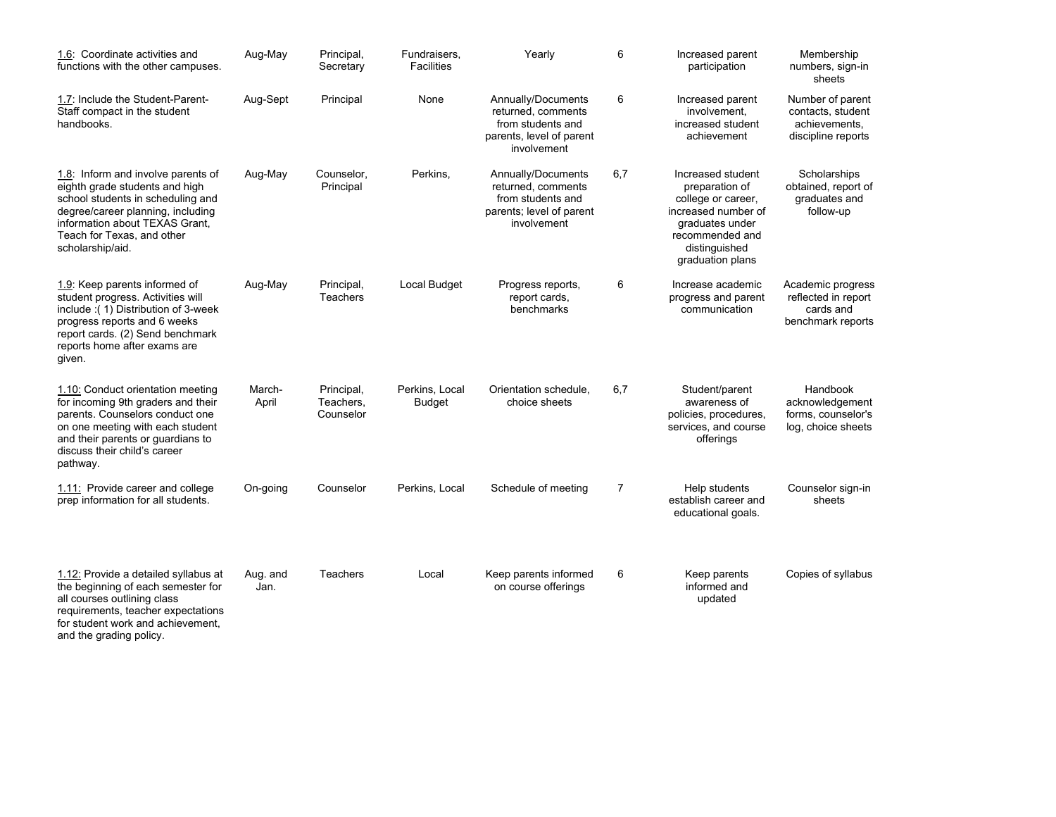| | | | | | | | |
|---|---|---|---|---|---|---|---|
| 1.6: Coordinate activities and functions with the other campuses. | Aug-May | Principal, Secretary | Fundraisers, Facilities | Yearly | 6 | Increased parent participation | Membership numbers, sign-in sheets |
| 1.7: Include the Student-Parent-Staff compact in the student handbooks. | Aug-Sept | Principal | None | Annually/Documents returned, comments from students and parents, level of parent involvement | 6 | Increased parent involvement, increased student achievement | Number of parent contacts, student achievements, discipline reports |
| 1.8: Inform and involve parents of eighth grade students and high school students in scheduling and degree/career planning, including information about TEXAS Grant, Teach for Texas, and other scholarship/aid. | Aug-May | Counselor, Principal | Perkins, | Annually/Documents returned, comments from students and parents; level of parent involvement | 6,7 | Increased student preparation of college or career, increased number of graduates under recommended and distinguished graduation plans | Scholarships obtained, report of graduates and follow-up |
| 1.9: Keep parents informed of student progress. Activities will include :( 1) Distribution of 3-week progress reports and 6 weeks report cards. (2) Send benchmark reports home after exams are given. | Aug-May | Principal, Teachers | Local Budget | Progress reports, report cards, benchmarks | 6 | Increase academic progress and parent communication | Academic progress reflected in report cards and benchmark reports |
| 1.10: Conduct orientation meeting for incoming 9th graders and their parents. Counselors conduct one on one meeting with each student and their parents or guardians to discuss their child's career pathway. | March-April | Principal, Teachers, Counselor | Perkins, Local Budget | Orientation schedule, choice sheets | 6,7 | Student/parent awareness of policies, procedures, services, and course offerings | Handbook acknowledgement forms, counselor's log, choice sheets |
| 1.11: Provide career and college prep information for all students. | On-going | Counselor | Perkins, Local | Schedule of meeting | 7 | Help students establish career and educational goals. | Counselor sign-in sheets |
| 1.12: Provide a detailed syllabus at the beginning of each semester for all courses outlining class requirements, teacher expectations for student work and achievement, and the grading policy. | Aug. and Jan. | Teachers | Local | Keep parents informed on course offerings | 6 | Keep parents informed and updated | Copies of syllabus |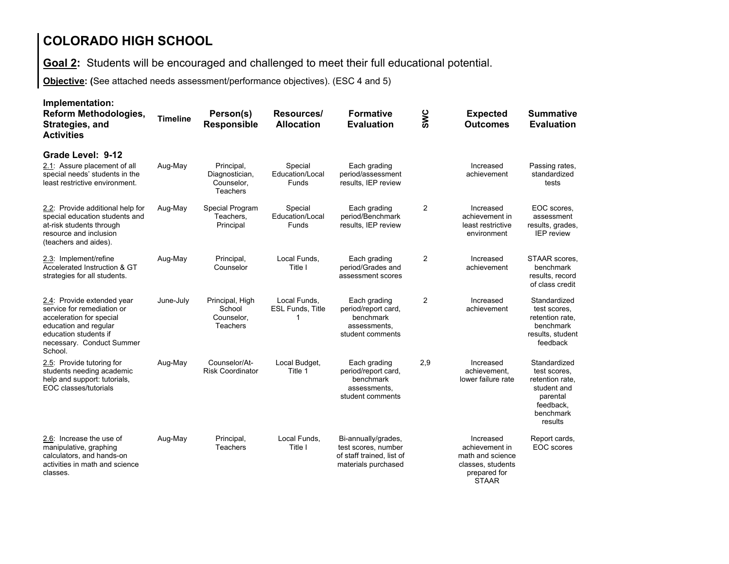# COLORADO HIGH SCHOOL

**Goal 2:** Students will be encouraged and challenged to meet their full educational potential.

**Objective: (**See attached needs assessment/performance objectives). (ESC 4 and 5)

| Implementation: Reform Methodologies, Strategies, and Activities | Timeline | Person(s) Responsible | Resources/ Allocation | Formative Evaluation | SWC | Expected Outcomes | Summative Evaluation |
|---|---|---|---|---|---|---|---|
| **Grade Level: 9-12** | | | | | | | |
| 2.1: Assure placement of all special needs' students in the least restrictive environment. | Aug-May | Principal, Diagnostician, Counselor, Teachers | Special Education/Local Funds | Each grading period/assessment results, IEP review | | Increased achievement | Passing rates, standardized tests |
| 2.2: Provide additional help for special education students and at-risk students through resource and inclusion (teachers and aides). | Aug-May | Special Program Teachers, Principal | Special Education/Local Funds | Each grading period/Benchmark results, IEP review | 2 | Increased achievement in least restrictive environment | EOC scores, assessment results, grades, IEP review |
| 2.3: Implement/refine Accelerated Instruction & GT strategies for all students. | Aug-May | Principal, Counselor | Local Funds, Title I | Each grading period/Grades and assessment scores | 2 | Increased achievement | STAAR scores, benchmark results, record of class credit |
| 2.4: Provide extended year service for remediation or acceleration for special education and regular education students if necessary. Conduct Summer School. | June-July | Principal, High School Counselor, Teachers | Local Funds, ESL Funds, Title 1 | Each grading period/report card, benchmark assessments, student comments | 2 | Increased achievement | Standardized test scores, retention rate, benchmark results, student feedback |
| 2.5: Provide tutoring for students needing academic help and support: tutorials, EOC classes/tutorials | Aug-May | Counselor/At-Risk Coordinator | Local Budget, Title 1 | Each grading period/report card, benchmark assessments, student comments | 2,9 | Increased achievement, lower failure rate | Standardized test scores, retention rate, student and parental feedback, benchmark results |
| 2.6: Increase the use of manipulative, graphing calculators, and hands-on activities in math and science classes. | Aug-May | Principal, Teachers | Local Funds, Title I | Bi-annually/grades, test scores, number of staff trained, list of materials purchased | | Increased achievement in math and science classes, students prepared for STAAR | Report cards, EOC scores |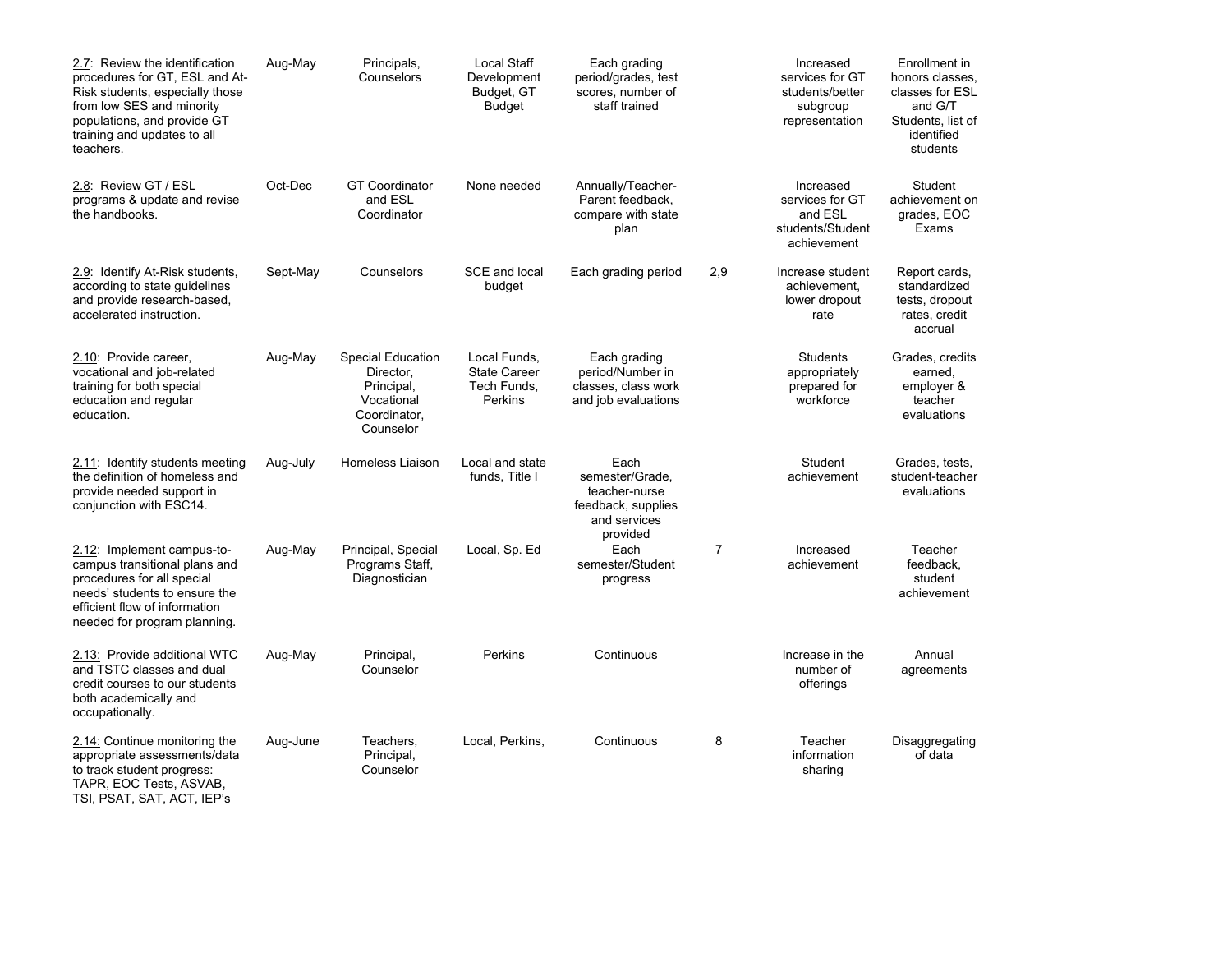| | | | | | | | |
|---|---|---|---|---|---|---|---|
| 2.7: Review the identification procedures for GT, ESL and At-Risk students, especially those from low SES and minority populations, and provide GT training and updates to all teachers. | Aug-May | Principals, Counselors | Local Staff Development Budget, GT Budget | Each grading period/grades, test scores, number of staff trained | | Increased services for GT students/better subgroup representation | Enrollment in honors classes, classes for ESL and G/T Students, list of identified students |
| 2.8: Review GT / ESL programs & update and revise the handbooks. | Oct-Dec | GT Coordinator and ESL Coordinator | None needed | Annually/Teacher-Parent feedback, compare with state plan | | Increased services for GT and ESL students/Student achievement | Student achievement on grades, EOC Exams |
| 2.9: Identify At-Risk students, according to state guidelines and provide research-based, accelerated instruction. | Sept-May | Counselors | SCE and local budget | Each grading period | 2,9 | Increase student achievement, lower dropout rate | Report cards, standardized tests, dropout rates, credit accrual |
| 2.10: Provide career, vocational and job-related training for both special education and regular education. | Aug-May | Special Education Director, Principal, Vocational Coordinator, Counselor | Local Funds, State Career Tech Funds, Perkins | Each grading period/Number in classes, class work and job evaluations | | Students appropriately prepared for workforce | Grades, credits earned, employer & teacher evaluations |
| 2.11: Identify students meeting the definition of homeless and provide needed support in conjunction with ESC14. | Aug-July | Homeless Liaison | Local and state funds, Title I | Each semester/Grade, teacher-nurse feedback, supplies and services provided | | Student achievement | Grades, tests, student-teacher evaluations |
| 2.12: Implement campus-to-campus transitional plans and procedures for all special needs' students to ensure the efficient flow of information needed for program planning. | Aug-May | Principal, Special Programs Staff, Diagnostician | Local, Sp. Ed | Each semester/Student progress | 7 | Increased achievement | Teacher feedback, student achievement |
| 2.13: Provide additional WTC and TSTC classes and dual credit courses to our students both academically and occupationally. | Aug-May | Principal, Counselor | Perkins | Continuous | | Increase in the number of offerings | Annual agreements |
| 2.14: Continue monitoring the appropriate assessments/data to track student progress: TAPR, EOC Tests, ASVAB, TSI, PSAT, SAT, ACT, IEP's | Aug-June | Teachers, Principal, Counselor | Local, Perkins, | Continuous | 8 | Teacher information sharing | Disaggregating of data |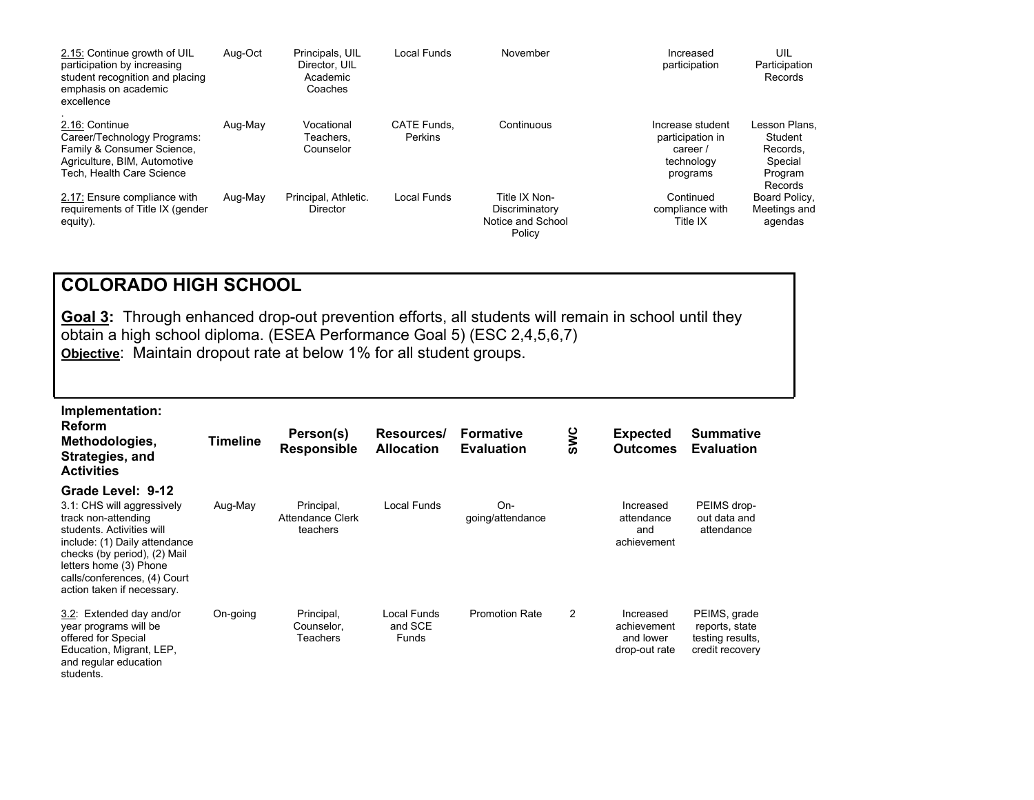| | | | | | | | |
|---|---|---|---|---|---|---|---|
| 2.15: Continue growth of UIL participation by increasing student recognition and placing emphasis on academic excellence | Aug-Oct | Principals, UIL Director, UIL Academic Coaches | Local Funds | November | | Increased participation | UIL Participation Records |
| 2.16: Continue Career/Technology Programs: Family & Consumer Science, Agriculture, BIM, Automotive Tech, Health Care Science | Aug-May | Vocational Teachers, Counselor | CATE Funds, Perkins | Continuous | | Increase student participation in career / technology programs | Lesson Plans, Student Records, Special Program Records |
| 2.17: Ensure compliance with requirements of Title IX (gender equity). | Aug-May | Principal, Athletic. Director | Local Funds | Title IX Non-Discriminatory Notice and School Policy | | Continued compliance with Title IX | Board Policy, Meetings and agendas |

## COLORADO HIGH SCHOOL

**Goal 3:** Through enhanced drop-out prevention efforts, all students will remain in school until they obtain a high school diploma. (ESEA Performance Goal 5) (ESC 2,4,5,6,7)

**Objective**: Maintain dropout rate at below 1% for all student groups.

| Implementation: Reform Methodologies, Strategies, and Activities | Timeline | Person(s) Responsible | Resources/ Allocation | Formative Evaluation | SWC | Expected Outcomes | Summative Evaluation |
|---|---|---|---|---|---|---|---|
| **Grade Level: 9-12** | | | | | | | |
| 3.1: CHS will aggressively track non-attending students. Activities will include: (1) Daily attendance checks (by period), (2) Mail letters home (3) Phone calls/conferences, (4) Court action taken if necessary. | Aug-May | Principal, Attendance Clerk teachers | Local Funds | On-going/attendance | | Increased attendance and achievement | PEIMS drop-out data and attendance |
| 3.2: Extended day and/or year programs will be offered for Special Education, Migrant, LEP, and regular education students. | On-going | Principal, Counselor, Teachers | Local Funds and SCE Funds | Promotion Rate | 2 | Increased achievement and lower drop-out rate | PEIMS, grade reports, state testing results, credit recovery |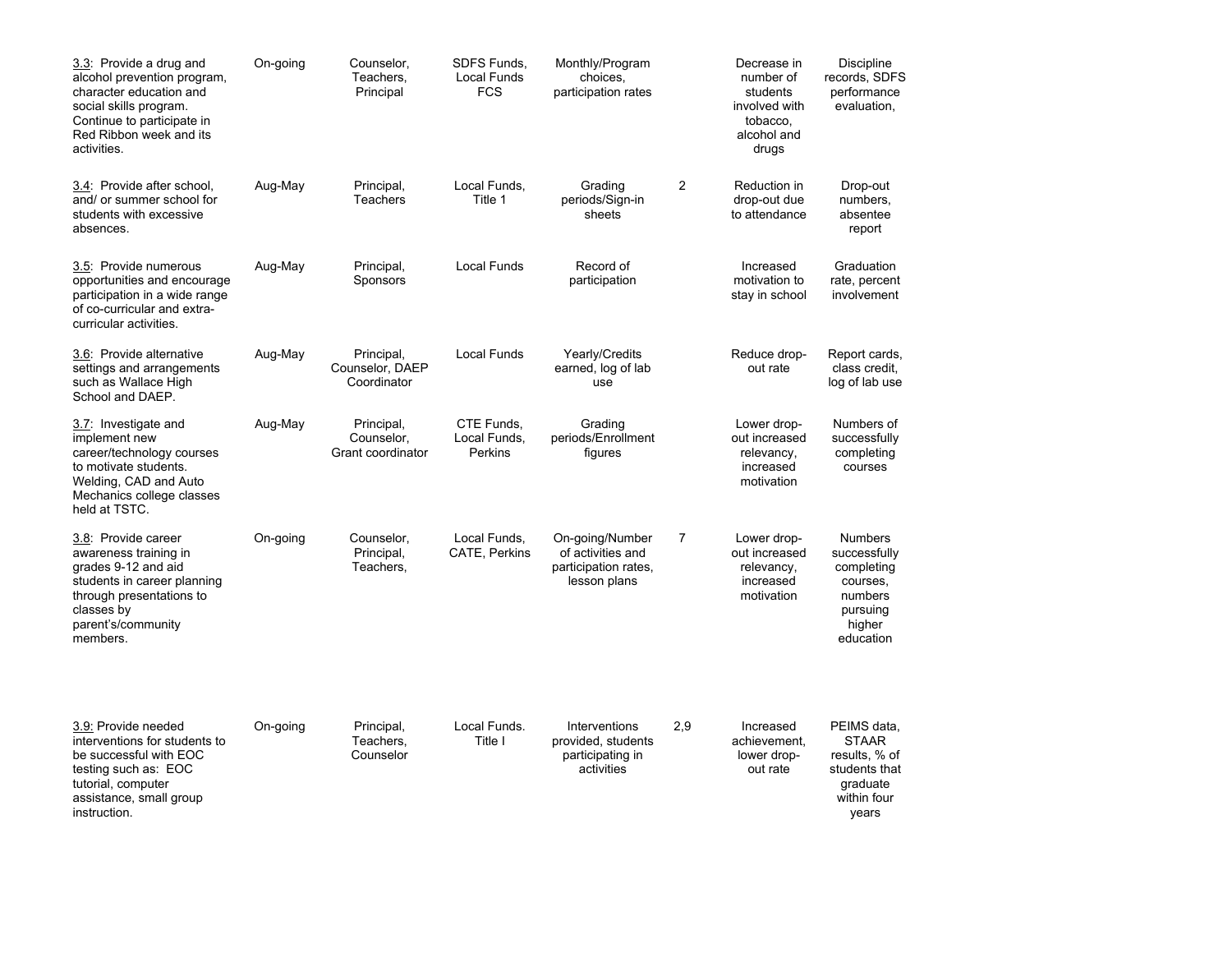| | | | | | | | |
|---|---|---|---|---|---|---|---|
| 3.3: Provide a drug and alcohol prevention program, character education and social skills program. Continue to participate in Red Ribbon week and its activities. | On-going | Counselor, Teachers, Principal | SDFS Funds, Local Funds FCS | Monthly/Program choices, participation rates | | Decrease in number of students involved with tobacco, alcohol and drugs | Discipline records, SDFS performance evaluation, |
| 3.4: Provide after school, and/ or summer school for students with excessive absences. | Aug-May | Principal, Teachers | Local Funds, Title 1 | Grading periods/Sign-in sheets | 2 | Reduction in drop-out due to attendance | Drop-out numbers, absentee report |
| 3.5: Provide numerous opportunities and encourage participation in a wide range of co-curricular and extra-curricular activities. | Aug-May | Principal, Sponsors | Local Funds | Record of participation | | Increased motivation to stay in school | Graduation rate, percent involvement |
| 3.6: Provide alternative settings and arrangements such as Wallace High School and DAEP. | Aug-May | Principal, Counselor, DAEP Coordinator | Local Funds | Yearly/Credits earned, log of lab use | | Reduce drop-out rate | Report cards, class credit, log of lab use |
| 3.7: Investigate and implement new career/technology courses to motivate students. Welding, CAD and Auto Mechanics college classes held at TSTC. | Aug-May | Principal, Counselor, Grant coordinator | CTE Funds, Local Funds, Perkins | Grading periods/Enrollment figures | | Lower drop-out increased relevancy, increased motivation | Numbers of successfully completing courses |
| 3.8: Provide career awareness training in grades 9-12 and aid students in career planning through presentations to classes by parent's/community members. | On-going | Counselor, Principal, Teachers, | Local Funds, CATE, Perkins | On-going/Number of activities and participation rates, lesson plans | 7 | Lower drop-out increased relevancy, increased motivation | Numbers successfully completing courses, numbers pursuing higher education |
| 3.9: Provide needed interventions for students to be successful with EOC testing such as: EOC tutorial, computer assistance, small group instruction. | On-going | Principal, Teachers, Counselor | Local Funds. Title I | Interventions provided, students participating in activities | 2,9 | Increased achievement, lower drop-out rate | PEIMS data, STAAR results, % of students that graduate within four years |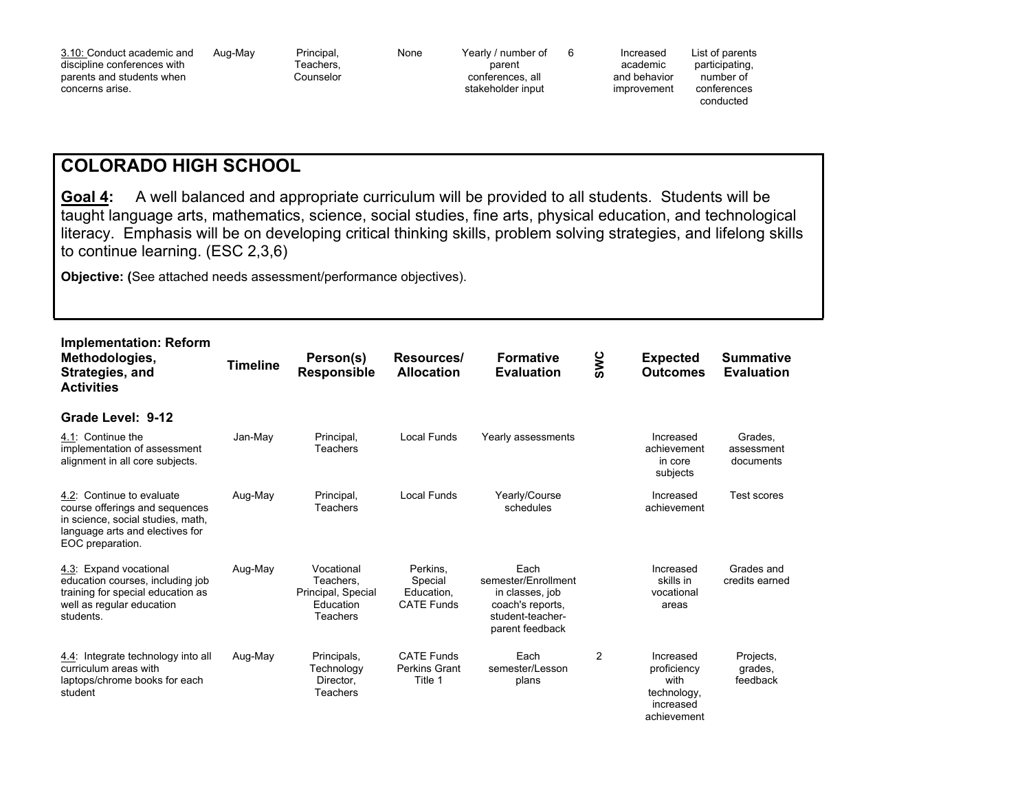| | | | | | | | |
|---|---|---|---|---|---|---|---|
| 3.10: Conduct academic and discipline conferences with parents and students when concerns arise. | Aug-May | Principal, Teachers, Counselor | None | Yearly / number of parent conferences, all stakeholder input | 6 | Increased academic and behavior improvement | List of parents participating, number of conferences conducted |

## COLORADO HIGH SCHOOL

**Goal 4:** A well balanced and appropriate curriculum will be provided to all students. Students will be taught language arts, mathematics, science, social studies, fine arts, physical education, and technological literacy. Emphasis will be on developing critical thinking skills, problem solving strategies, and lifelong skills to continue learning. (ESC 2,3,6)

**Objective: (**See attached needs assessment/performance objectives).

| Implementation: Reform Methodologies, Strategies, and Activities | Timeline | Person(s) Responsible | Resources/ Allocation | Formative Evaluation | SWC | Expected Outcomes | Summative Evaluation |
|---|---|---|---|---|---|---|---|
| **Grade Level: 9-12** | | | | | | | |
| 4.1: Continue the implementation of assessment alignment in all core subjects. | Jan-May | Principal, Teachers | Local Funds | Yearly assessments | | Increased achievement in core subjects | Grades, assessment documents |
| 4.2: Continue to evaluate course offerings and sequences in science, social studies, math, language arts and electives for EOC preparation. | Aug-May | Principal, Teachers | Local Funds | Yearly/Course schedules | | Increased achievement | Test scores |
| 4.3: Expand vocational education courses, including job training for special education as well as regular education students. | Aug-May | Vocational Teachers, Principal, Special Education Teachers | Perkins, Special Education, CATE Funds | Each semester/Enrollment in classes, job coach's reports, student-teacher-parent feedback | | Increased skills in vocational areas | Grades and credits earned |
| 4.4: Integrate technology into all curriculum areas with laptops/chrome books for each student | Aug-May | Principals, Technology Director, Teachers | CATE Funds Perkins Grant Title 1 | Each semester/Lesson plans | 2 | Increased proficiency with technology, increased achievement | Projects, grades, feedback |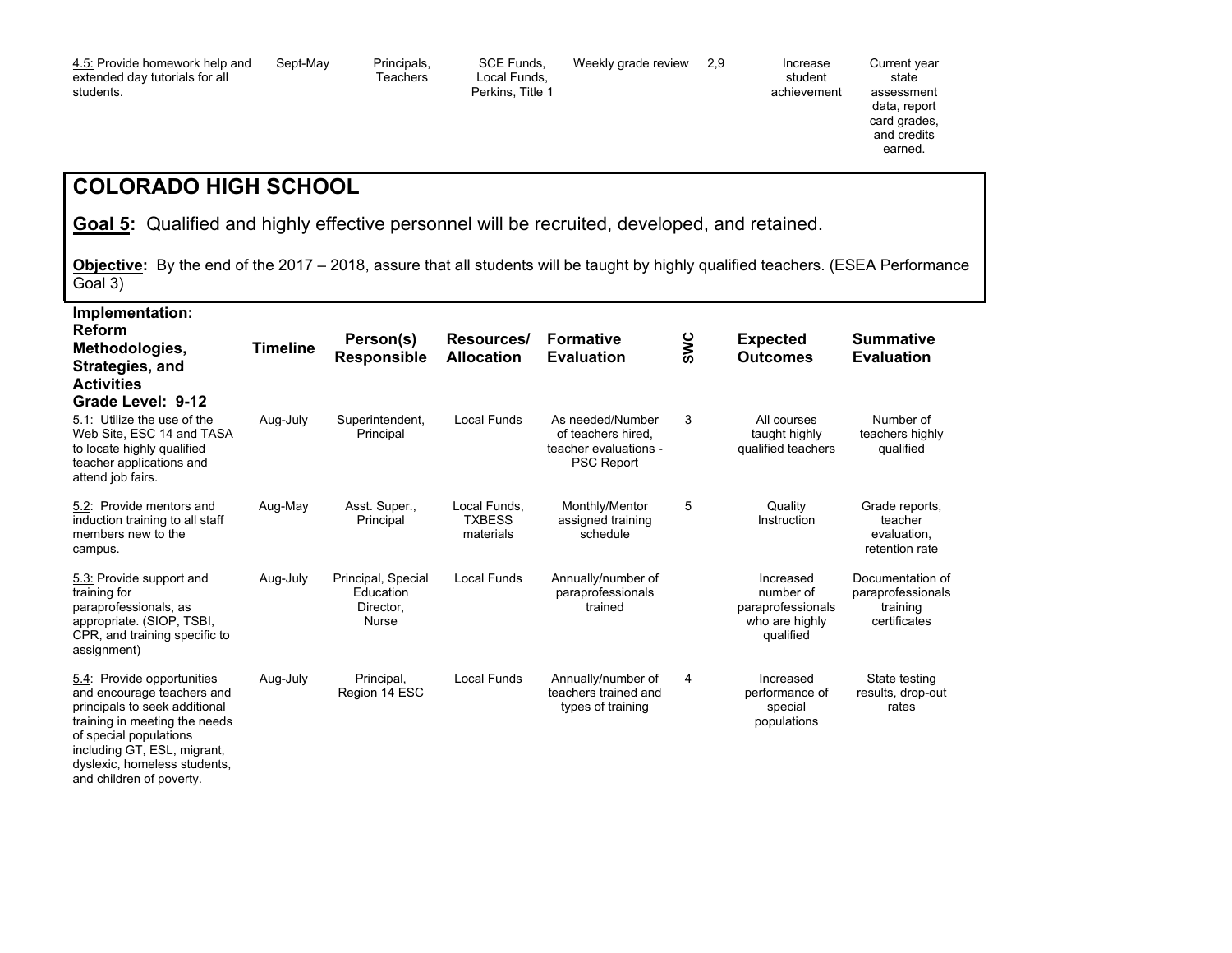| | | | | | | | |
|---|---|---|---|---|---|---|---|
| 4.5: Provide homework help and extended day tutorials for all students. | Sept-May | Principals, Teachers | SCE Funds, Local Funds, Perkins, Title 1 | Weekly grade review | 2,9 | Increase student achievement | Current year state assessment data, report card grades, and credits earned. |

## COLORADO HIGH SCHOOL

**Goal 5:** Qualified and highly effective personnel will be recruited, developed, and retained.

**Objective:** By the end of the 2017 – 2018, assure that all students will be taught by highly qualified teachers. (ESEA Performance Goal 3)

| Implementation: Reform Methodologies, Strategies, and Activities Grade Level: 9-12 | Timeline | Person(s) Responsible | Resources/ Allocation | Formative Evaluation | SWC | Expected Outcomes | Summative Evaluation |
|---|---|---|---|---|---|---|---|
| 5.1: Utilize the use of the Web Site, ESC 14 and TASA to locate highly qualified teacher applications and attend job fairs. | Aug-July | Superintendent, Principal | Local Funds | As needed/Number of teachers hired, teacher evaluations - PSC Report | 3 | All courses taught highly qualified teachers | Number of teachers highly qualified |
| 5.2: Provide mentors and induction training to all staff members new to the campus. | Aug-May | Asst. Super., Principal | Local Funds, TXBESS materials | Monthly/Mentor assigned training schedule | 5 | Quality Instruction | Grade reports, teacher evaluation, retention rate |
| 5.3: Provide support and training for paraprofessionals, as appropriate. (SIOP, TSBI, CPR, and training specific to assignment) | Aug-July | Principal, Special Education Director, Nurse | Local Funds | Annually/number of paraprofessionals trained | | Increased number of paraprofessionals who are highly qualified | Documentation of paraprofessionals training certificates |
| 5.4: Provide opportunities and encourage teachers and principals to seek additional training in meeting the needs of special populations including GT, ESL, migrant, dyslexic, homeless students, and children of poverty. | Aug-July | Principal, Region 14 ESC | Local Funds | Annually/number of teachers trained and types of training | 4 | Increased performance of special populations | State testing results, drop-out rates |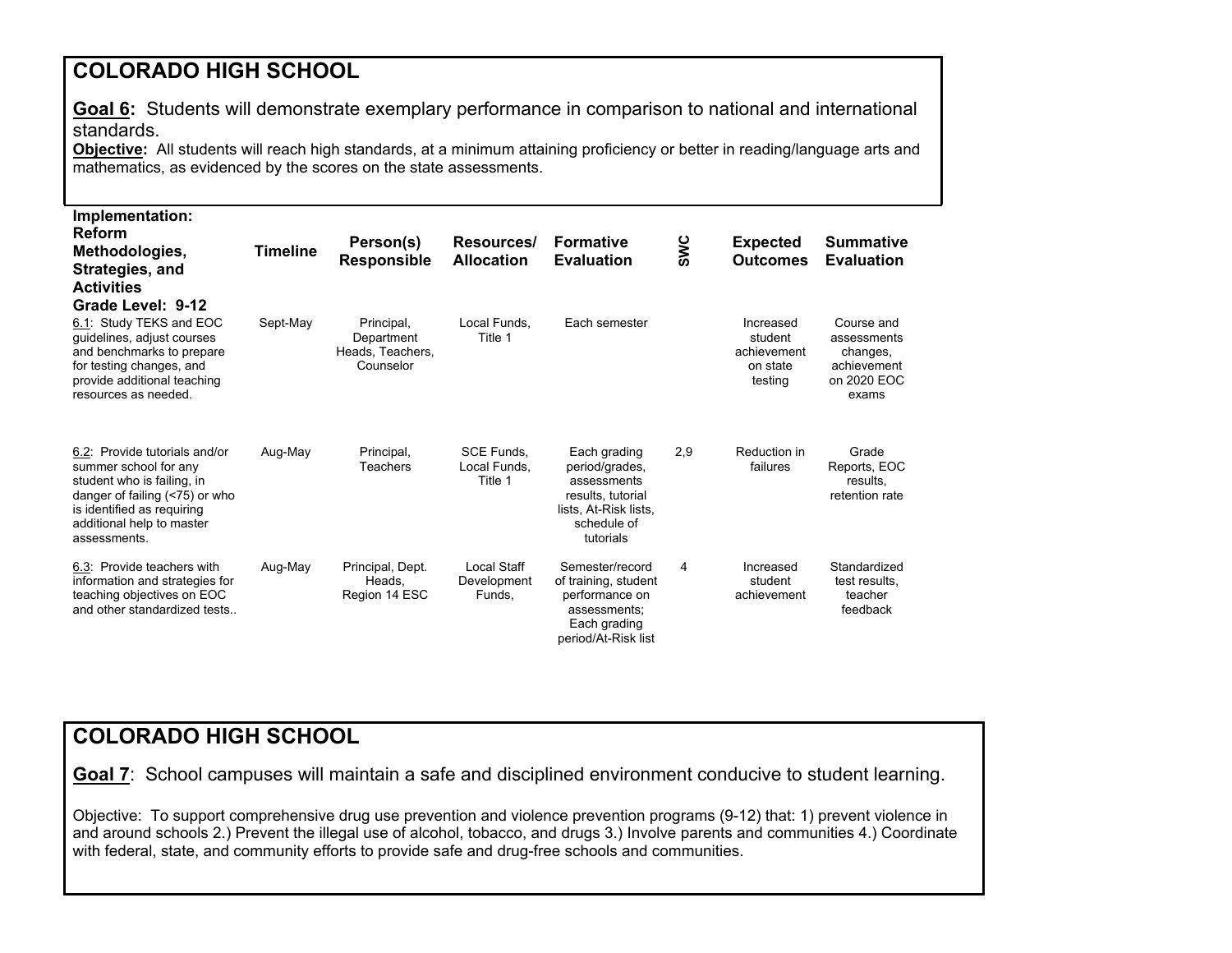# COLORADO HIGH SCHOOL

**Goal 6:** Students will demonstrate exemplary performance in comparison to national and international standards.

**Objective:** All students will reach high standards, at a minimum attaining proficiency or better in reading/language arts and mathematics, as evidenced by the scores on the state assessments.

| Implementation: Reform Methodologies, Strategies, and Activities<br>Grade Level: 9-12 | Timeline | Person(s) Responsible | Resources/ Allocation | Formative Evaluation | SWC | Expected Outcomes | Summative Evaluation |
|---|---|---|---|---|---|---|---|
| 6.1: Study TEKS and EOC guidelines, adjust courses and benchmarks to prepare for testing changes, and provide additional teaching resources as needed. | Sept-May | Principal, Department Heads, Teachers, Counselor | Local Funds, Title 1 | Each semester | | Increased student achievement on state testing | Course and assessments changes, achievement on 2020 EOC exams |
| 6.2: Provide tutorials and/or summer school for any student who is failing, in danger of failing (<75) or who is identified as requiring additional help to master assessments. | Aug-May | Principal, Teachers | SCE Funds, Local Funds, Title 1 | Each grading period/grades, assessments results, tutorial lists, At-Risk lists, schedule of tutorials | 2,9 | Reduction in failures | Grade Reports, EOC results, retention rate |
| 6.3: Provide teachers with information and strategies for teaching objectives on EOC and other standardized tests.. | Aug-May | Principal, Dept. Heads, Region 14 ESC | Local Staff Development Funds, | Semester/record of training, student performance on assessments; Each grading period/At-Risk list | 4 | Increased student achievement | Standardized test results, teacher feedback |

# COLORADO HIGH SCHOOL

**Goal 7**: School campuses will maintain a safe and disciplined environment conducive to student learning.

Objective: To support comprehensive drug use prevention and violence prevention programs (9-12) that: 1) prevent violence in and around schools 2.) Prevent the illegal use of alcohol, tobacco, and drugs 3.) Involve parents and communities 4.) Coordinate with federal, state, and community efforts to provide safe and drug-free schools and communities.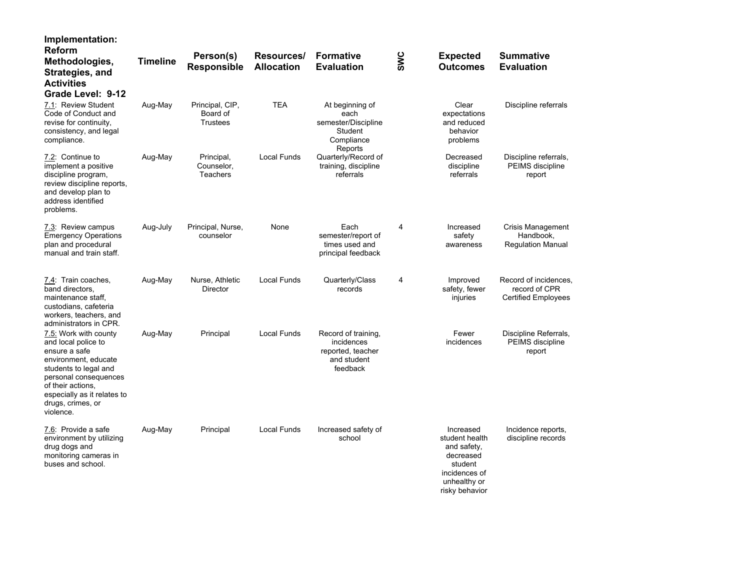| Implementation: Reform Methodologies, Strategies, and Activities Grade Level: 9-12 | Timeline | Person(s) Responsible | Resources/ Allocation | Formative Evaluation | SWC | Expected Outcomes | Summative Evaluation |
|---|---|---|---|---|---|---|---|
| 7.1: Review Student Code of Conduct and revise for continuity, consistency, and legal compliance. | Aug-May | Principal, CIP, Board of Trustees | TEA | At beginning of each semester/Discipline Student Compliance Reports | | Clear expectations and reduced behavior problems | Discipline referrals |
| 7.2: Continue to implement a positive discipline program, review discipline reports, and develop plan to address identified problems. | Aug-May | Principal, Counselor, Teachers | Local Funds | Quarterly/Record of training, discipline referrals | | Decreased discipline referrals | Discipline referrals, PEIMS discipline report |
| 7.3: Review campus Emergency Operations plan and procedural manual and train staff. | Aug-July | Principal, Nurse, counselor | None | Each semester/report of times used and principal feedback | 4 | Increased safety awareness | Crisis Management Handbook, Regulation Manual |
| 7.4: Train coaches, band directors, maintenance staff, custodians, cafeteria workers, teachers, and administrators in CPR. | Aug-May | Nurse, Athletic Director | Local Funds | Quarterly/Class records | 4 | Improved safety, fewer injuries | Record of incidences, record of CPR Certified Employees |
| 7.5: Work with county and local police to ensure a safe environment, educate students to legal and personal consequences of their actions, especially as it relates to drugs, crimes, or violence. | Aug-May | Principal | Local Funds | Record of training, incidences reported, teacher and student feedback | | Fewer incidences | Discipline Referrals, PEIMS discipline report |
| 7.6: Provide a safe environment by utilizing drug dogs and monitoring cameras in buses and school. | Aug-May | Principal | Local Funds | Increased safety of school | | Increased student health and safety, decreased student incidences of unhealthy or risky behavior | Incidence reports, discipline records |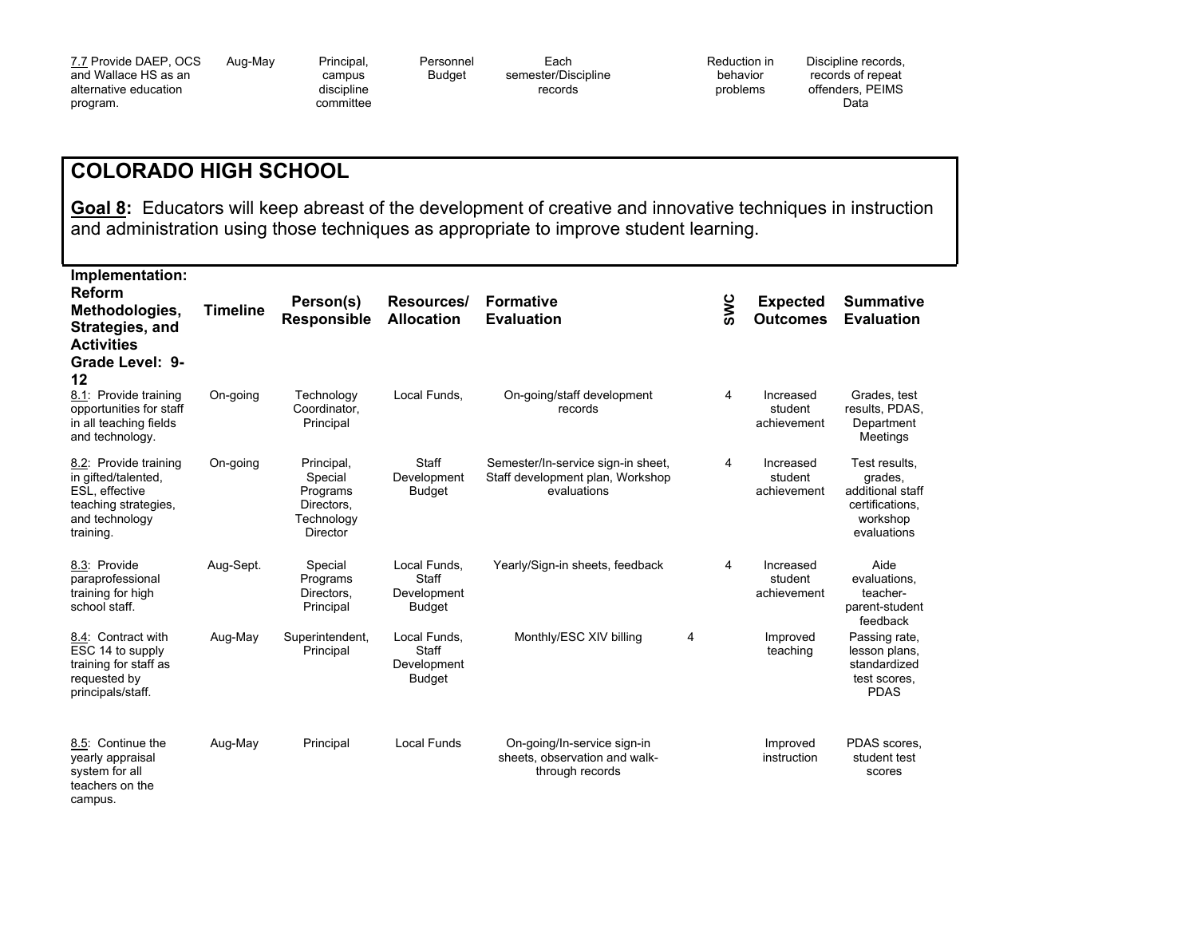| | | | | | | | |
|---|---|---|---|---|---|---|---|
| 7.7 Provide DAEP, OCS and Wallace HS as an alternative education program. | Aug-May | Principal, campus discipline committee | Personnel Budget | Each semester/Discipline records | | Reduction in behavior problems | Discipline records, records of repeat offenders, PEIMS Data |

## COLORADO HIGH SCHOOL

**Goal 8:** Educators will keep abreast of the development of creative and innovative techniques in instruction and administration using those techniques as appropriate to improve student learning.

| Implementation: Reform Methodologies, Strategies, and Activities Grade Level: 9-12 | Timeline | Person(s) Responsible | Resources/ Allocation | Formative Evaluation | SWC | Expected Outcomes | Summative Evaluation |
|---|---|---|---|---|---|---|---|
| 8.1: Provide training opportunities for staff in all teaching fields and technology. | On-going | Technology Coordinator, Principal | Local Funds, | On-going/staff development records | 4 | Increased student achievement | Grades, test results, PDAS, Department Meetings |
| 8.2: Provide training in gifted/talented, ESL, effective teaching strategies, and technology training. | On-going | Principal, Special Programs Directors, Technology Director | Staff Development Budget | Semester/In-service sign-in sheet, Staff development plan, Workshop evaluations | 4 | Increased student achievement | Test results, grades, additional staff certifications, workshop evaluations |
| 8.3: Provide paraprofessional training for high school staff. | Aug-Sept. | Special Programs Directors, Principal | Local Funds, Staff Development Budget | Yearly/Sign-in sheets, feedback | 4 | Increased student achievement | Aide evaluations, teacher-parent-student feedback |
| 8.4: Contract with ESC 14 to supply training for staff as requested by principals/staff. | Aug-May | Superintendent, Principal | Local Funds, Staff Development Budget | Monthly/ESC XIV billing | 4 | Improved teaching | Passing rate, lesson plans, standardized test scores, PDAS |
| 8.5: Continue the yearly appraisal system for all teachers on the campus. | Aug-May | Principal | Local Funds | On-going/In-service sign-in sheets, observation and walk-through records | | Improved instruction | PDAS scores, student test scores |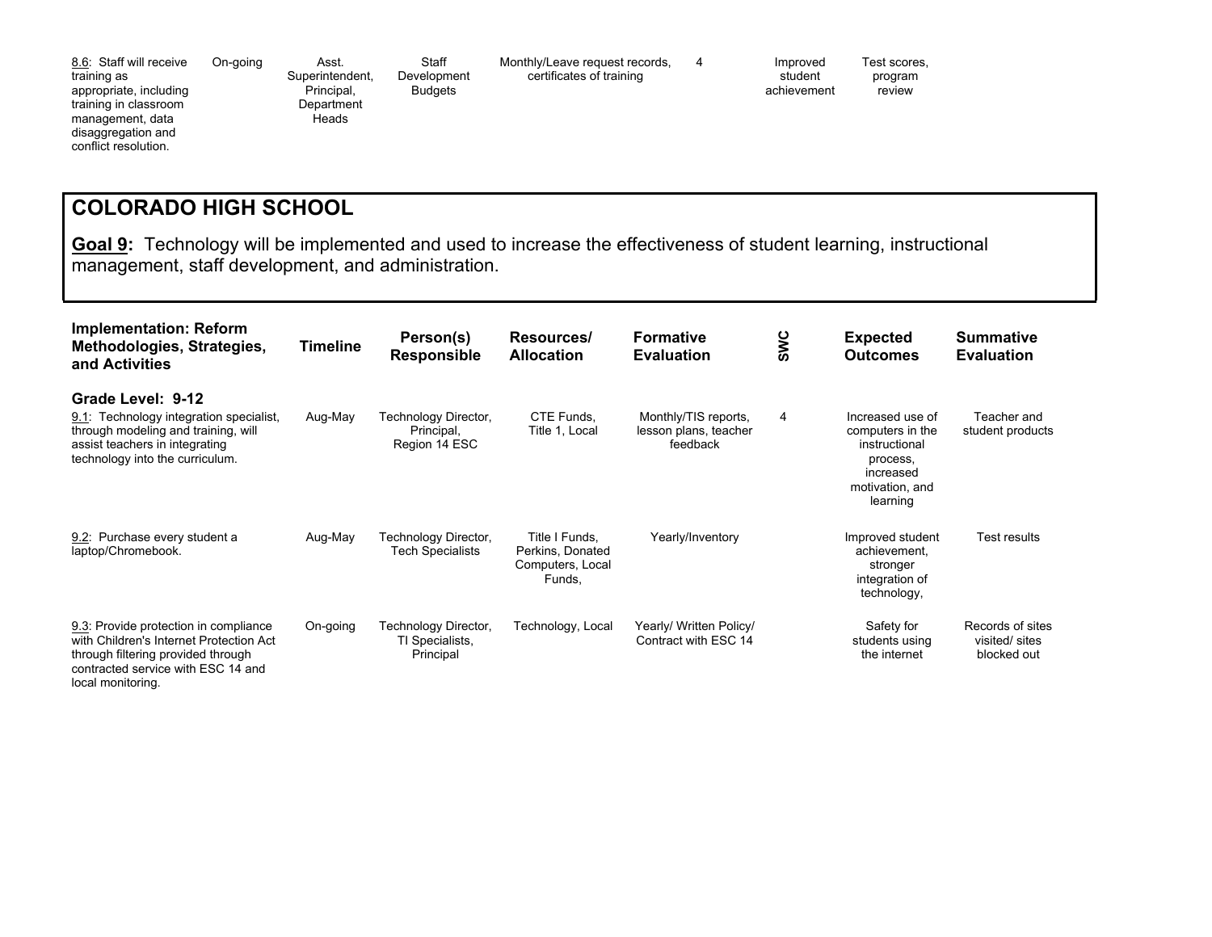| Implementation: Reform Methodologies, Strategies, and Activities | Timeline | Person(s) Responsible | Resources/ Allocation | Formative Evaluation | SWC | Expected Outcomes | Summative Evaluation |
|---|---|---|---|---|---|---|---|
| 8.6: Staff will receive training as appropriate, including training in classroom management, data disaggregation and conflict resolution. | On-going | Asst. Superintendent, Principal, Department Heads | Staff Development Budgets | Monthly/Leave request records, certificates of training | 4 | Improved student achievement | Test scores, program review |

## COLORADO HIGH SCHOOL

**Goal 9:** Technology will be implemented and used to increase the effectiveness of student learning, instructional management, staff development, and administration.

| Implementation: Reform Methodologies, Strategies, and Activities | Timeline | Person(s) Responsible | Resources/ Allocation | Formative Evaluation | SWC | Expected Outcomes | Summative Evaluation |
|---|---|---|---|---|---|---|---|
| **Grade Level: 9-12** | | | | | | | |
| 9.1: Technology integration specialist, through modeling and training, will assist teachers in integrating technology into the curriculum. | Aug-May | Technology Director, Principal, Region 14 ESC | CTE Funds, Title 1, Local | Monthly/TIS reports, lesson plans, teacher feedback | 4 | Increased use of computers in the instructional process, increased motivation, and learning | Teacher and student products |
| 9.2: Purchase every student a laptop/Chromebook. | Aug-May | Technology Director, Tech Specialists | Title I Funds, Perkins, Donated Computers, Local Funds, | Yearly/Inventory | | Improved student achievement, stronger integration of technology, | Test results |
| 9.3: Provide protection in compliance with Children's Internet Protection Act through filtering provided through contracted service with ESC 14 and local monitoring. | On-going | Technology Director, TI Specialists, Principal | Technology, Local | Yearly/ Written Policy/ Contract with ESC 14 | | Safety for students using the internet | Records of sites visited/ sites blocked out |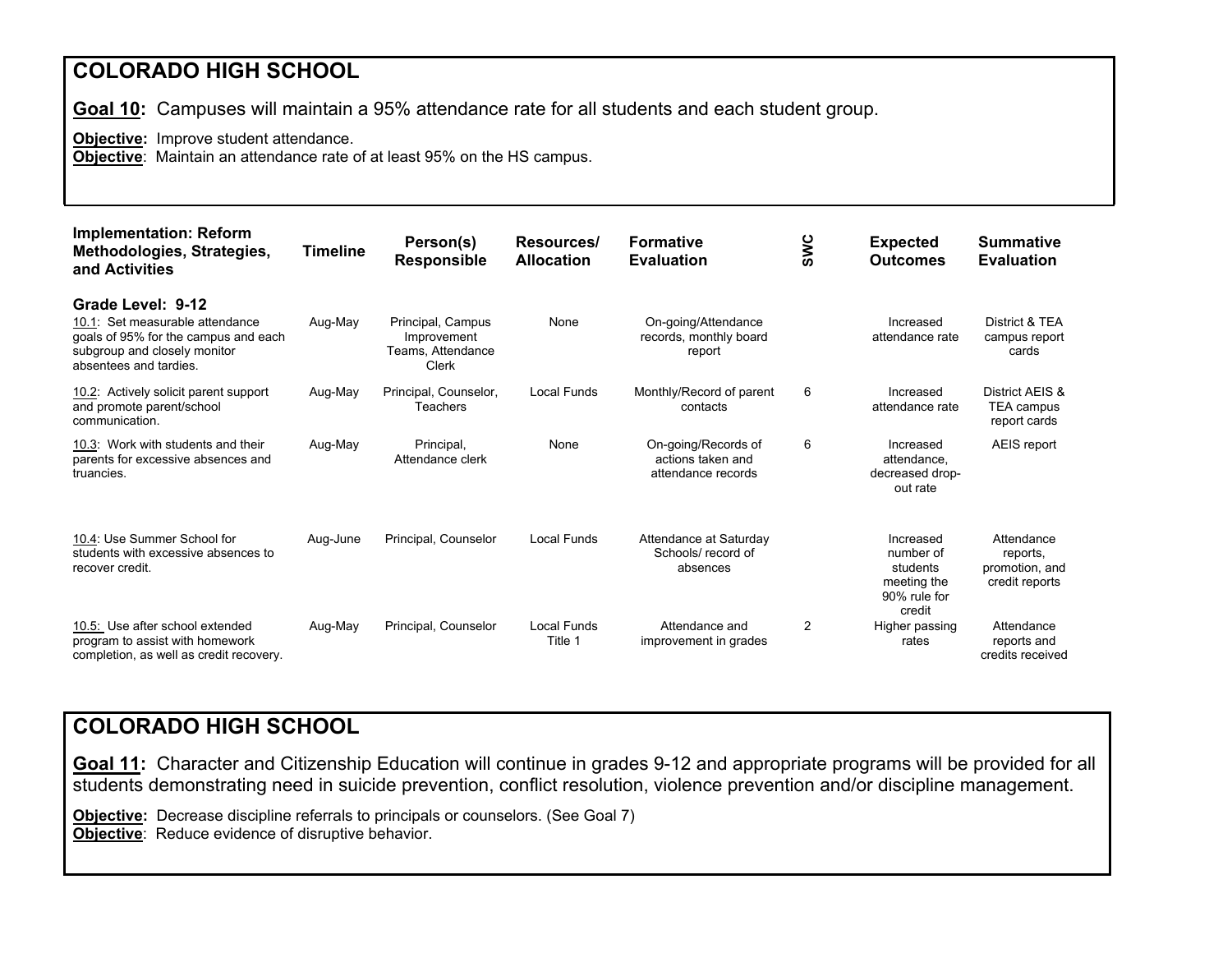## COLORADO HIGH SCHOOL

**Goal 10:** Campuses will maintain a 95% attendance rate for all students and each student group.

**Objective:** Improve student attendance.
**Objective**: Maintain an attendance rate of at least 95% on the HS campus.

| Implementation: Reform Methodologies, Strategies, and Activities | Timeline | Person(s) Responsible | Resources/ Allocation | Formative Evaluation | SWC | Expected Outcomes | Summative Evaluation |
|---|---|---|---|---|---|---|---|
| **Grade Level: 9-12** | | | | | | | |
| 10.1: Set measurable attendance goals of 95% for the campus and each subgroup and closely monitor absentees and tardies. | Aug-May | Principal, Campus Improvement Teams, Attendance Clerk | None | On-going/Attendance records, monthly board report | | Increased attendance rate | District & TEA campus report cards |
| 10.2: Actively solicit parent support and promote parent/school communication. | Aug-May | Principal, Counselor, Teachers | Local Funds | Monthly/Record of parent contacts | 6 | Increased attendance rate | District AEIS & TEA campus report cards |
| 10.3: Work with students and their parents for excessive absences and truancies. | Aug-May | Principal, Attendance clerk | None | On-going/Records of actions taken and attendance records | 6 | Increased attendance, decreased drop-out rate | AEIS report |
| 10.4: Use Summer School for students with excessive absences to recover credit. | Aug-June | Principal, Counselor | Local Funds | Attendance at Saturday Schools/ record of absences | | Increased number of students meeting the 90% rule for credit | Attendance reports, promotion, and credit reports |
| 10.5: Use after school extended program to assist with homework completion, as well as credit recovery. | Aug-May | Principal, Counselor | Local Funds Title 1 | Attendance and improvement in grades | 2 | Higher passing rates | Attendance reports and credits received |

## COLORADO HIGH SCHOOL

**Goal 11:** Character and Citizenship Education will continue in grades 9-12 and appropriate programs will be provided for all students demonstrating need in suicide prevention, conflict resolution, violence prevention and/or discipline management.

**Objective:** Decrease discipline referrals to principals or counselors. (See Goal 7)
**Objective**: Reduce evidence of disruptive behavior.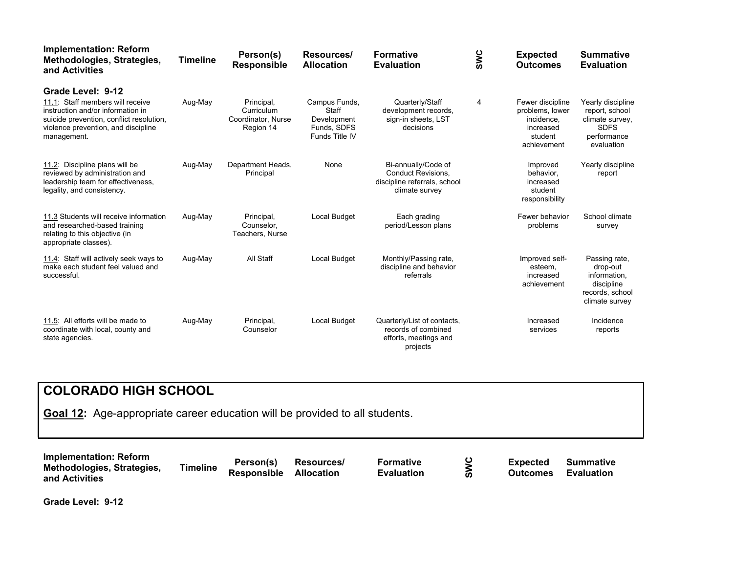| Implementation: Reform Methodologies, Strategies, and Activities | Timeline | Person(s) Responsible | Resources/ Allocation | Formative Evaluation | SWC | Expected Outcomes | Summative Evaluation |
|---|---|---|---|---|---|---|---|
| **Grade Level: 9-12** | | | | | | | |
| 11.1: Staff members will receive instruction and/or information in suicide prevention, conflict resolution, violence prevention, and discipline management. | Aug-May | Principal, Curriculum Coordinator, Nurse Region 14 | Campus Funds, Staff Development Funds, SDFS Funds Title IV | Quarterly/Staff development records, sign-in sheets, LST decisions | 4 | Fewer discipline problems, lower incidence, increased student achievement | Yearly discipline report, school climate survey, SDFS performance evaluation |
| 11.2: Discipline plans will be reviewed by administration and leadership team for effectiveness, legality, and consistency. | Aug-May | Department Heads, Principal | None | Bi-annually/Code of Conduct Revisions, discipline referrals, school climate survey | | Improved behavior, increased student responsibility | Yearly discipline report |
| 11.3 Students will receive information and researched-based training relating to this objective (in appropriate classes). | Aug-May | Principal, Counselor, Teachers, Nurse | Local Budget | Each grading period/Lesson plans | | Fewer behavior problems | School climate survey |
| 11.4: Staff will actively seek ways to make each student feel valued and successful. | Aug-May | All Staff | Local Budget | Monthly/Passing rate, discipline and behavior referrals | | Improved self-esteem, increased achievement | Passing rate, drop-out information, discipline records, school climate survey |
| 11.5: All efforts will be made to coordinate with local, county and state agencies. | Aug-May | Principal, Counselor | Local Budget | Quarterly/List of contacts, records of combined efforts, meetings and projects | | Increased services | Incidence reports |

## COLORADO HIGH SCHOOL

**Goal 12:** Age-appropriate career education will be provided to all students.

| Implementation: Reform Methodologies, Strategies, and Activities | Timeline | Person(s) Responsible | Resources/ Allocation | Formative Evaluation | SWC | Expected Outcomes | Summative Evaluation |
|---|---|---|---|---|---|---|---|
| **Grade Level: 9-12** | | | | | | | |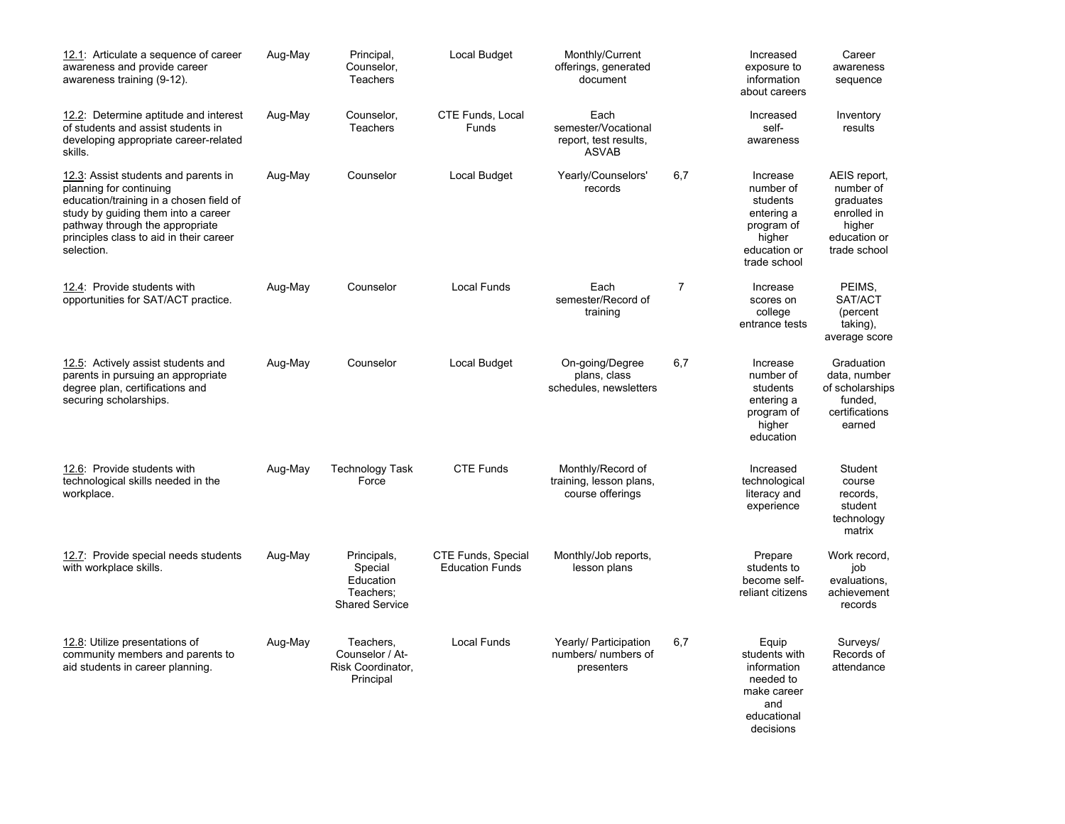| | | | | | | | | |
|---|---|---|---|---|---|---|---|---|
| 12.1: Articulate a sequence of career awareness and provide career awareness training (9-12). | Aug-May | Principal, Counselor, Teachers | Local Budget | Monthly/Current offerings, generated document | | | Increased exposure to information about careers | Career awareness sequence |
| 12.2: Determine aptitude and interest of students and assist students in developing appropriate career-related skills. | Aug-May | Counselor, Teachers | CTE Funds, Local Funds | Each semester/Vocational report, test results, ASVAB | | | Increased self-awareness | Inventory results |
| 12.3: Assist students and parents in planning for continuing education/training in a chosen field of study by guiding them into a career pathway through the appropriate principles class to aid in their career selection. | Aug-May | Counselor | Local Budget | Yearly/Counselors' records | 6,7 | | Increase number of students entering a program of higher education or trade school | AEIS report, number of graduates enrolled in higher education or trade school |
| 12.4: Provide students with opportunities for SAT/ACT practice. | Aug-May | Counselor | Local Funds | Each semester/Record of training | 7 | | Increase scores on college entrance tests | PEIMS, SAT/ACT (percent taking), average score |
| 12.5: Actively assist students and parents in pursuing an appropriate degree plan, certifications and securing scholarships. | Aug-May | Counselor | Local Budget | On-going/Degree plans, class schedules, newsletters | 6,7 | | Increase number of students entering a program of higher education | Graduation data, number of scholarships funded, certifications earned |
| 12.6: Provide students with technological skills needed in the workplace. | Aug-May | Technology Task Force | CTE Funds | Monthly/Record of training, lesson plans, course offerings | | | Increased technological literacy and experience | Student course records, student technology matrix |
| 12.7: Provide special needs students with workplace skills. | Aug-May | Principals, Special Education Teachers; Shared Service | CTE Funds, Special Education Funds | Monthly/Job reports, lesson plans | | | Prepare students to become self-reliant citizens | Work record, job evaluations, achievement records |
| 12.8: Utilize presentations of community members and parents to aid students in career planning. | Aug-May | Teachers, Counselor / At-Risk Coordinator, Principal | Local Funds | Yearly/ Participation numbers/ numbers of presenters | 6,7 | | Equip students with information needed to make career and educational decisions | Surveys/ Records of attendance |